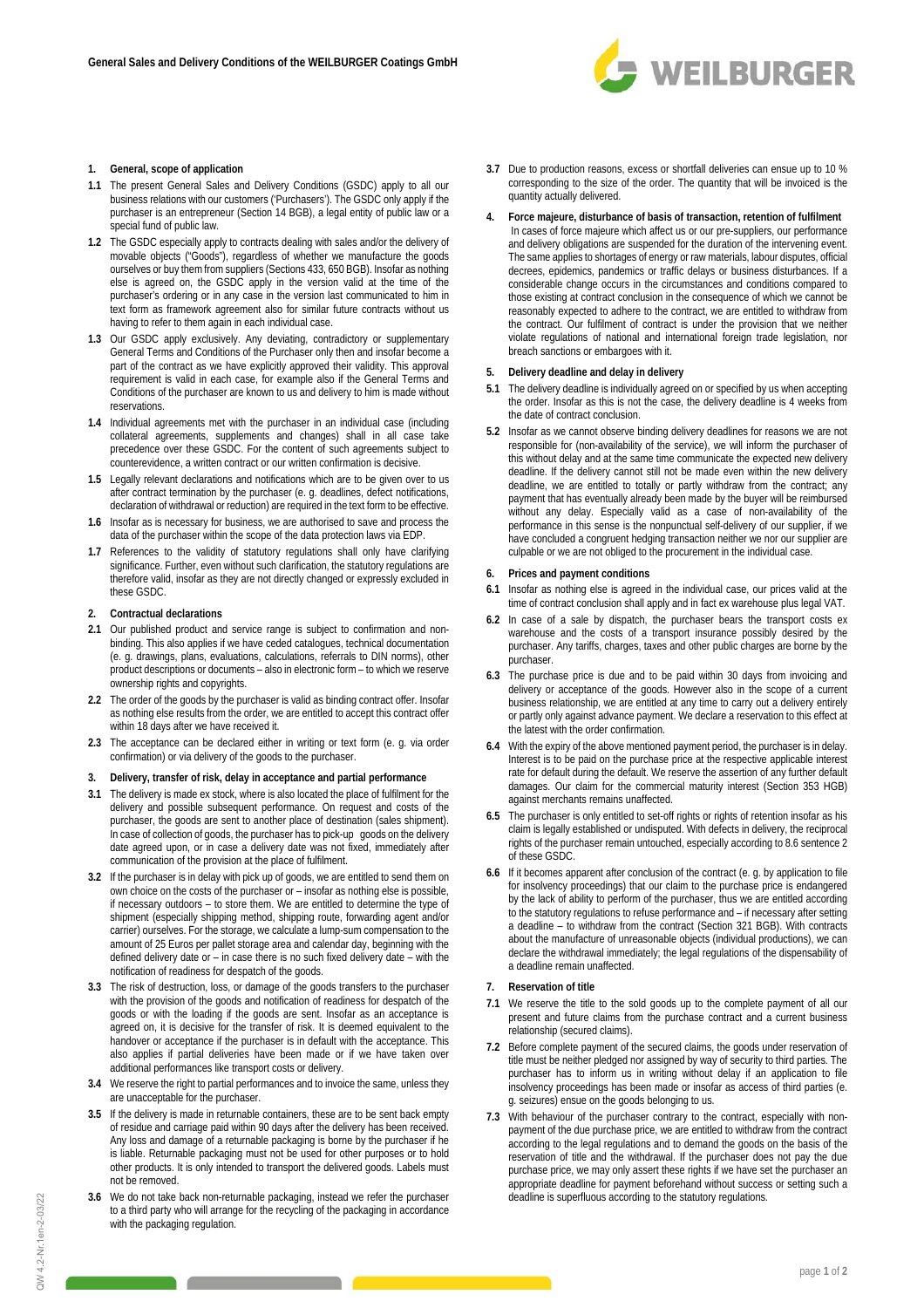# General Sales and Delivery Conditions of the WEILBURGER Coatings GmbH

## 1. General, scope of application

**1.1** The present General Sales and Delivery Conditions (GSDC) apply to all our business relations with our customers ('Purchasers'). The GSDC only apply if the purchaser is an entrepreneur (Section 14 BGB), a legal entity of public law or a special fund of public law.

**1.2** The GSDC especially apply to contracts dealing with sales and/or the delivery of movable objects ("Goods"), regardless of whether we manufacture the goods ourselves or buy them from suppliers (Sections 433, 650 BGB). Insofar as nothing else is agreed on, the GSDC apply in the version valid at the time of the purchaser's ordering or in any case in the version last communicated to him in text form as framework agreement also for similar future contracts without us having to refer to them again in each individual case.

**1.3** Our GSDC apply exclusively. Any deviating, contradictory or supplementary General Terms and Conditions of the Purchaser only then and insofar become a part of the contract as we have explicitly approved their validity. This approval requirement is valid in each case, for example also if the General Terms and Conditions of the purchaser are known to us and delivery to him is made without reservations.

**1.4** Individual agreements met with the purchaser in an individual case (including collateral agreements, supplements and changes) shall in all case take precedence over these GSDC. For the content of such agreements subject to counterevidence, a written contract or our written confirmation is decisive.

**1.5** Legally relevant declarations and notifications which are to be given over to us after contract termination by the purchaser (e. g. deadlines, defect notifications, declaration of withdrawal or reduction) are required in the text form to be effective.

**1.6** Insofar as is necessary for business, we are authorised to save and process the data of the purchaser within the scope of the data protection laws via EDP.

**1.7** References to the validity of statutory regulations shall only have clarifying significance. Further, even without such clarification, the statutory regulations are therefore valid, insofar as they are not directly changed or expressly excluded in these GSDC.

## 2. Contractual declarations

**2.1** Our published product and service range is subject to confirmation and non-binding. This also applies if we have ceded catalogues, technical documentation (e. g. drawings, plans, evaluations, calculations, referrals to DIN norms), other product descriptions or documents – also in electronic form – to which we reserve ownership rights and copyrights.

**2.2** The order of the goods by the purchaser is valid as binding contract offer. Insofar as nothing else results from the order, we are entitled to accept this contract offer within 18 days after we have received it.

**2.3** The acceptance can be declared either in writing or text form (e. g. via order confirmation) or via delivery of the goods to the purchaser.

## 3. Delivery, transfer of risk, delay in acceptance and partial performance

**3.1** The delivery is made ex stock, where is also located the place of fulfilment for the delivery and possible subsequent performance. On request and costs of the purchaser, the goods are sent to another place of destination (sales shipment). In case of collection of goods, the purchaser has to pick-up goods on the delivery date agreed upon, or in case a delivery date was not fixed, immediately after communication of the provision at the place of fulfilment.

**3.2** If the purchaser is in delay with pick up of goods, we are entitled to send them on own choice on the costs of the purchaser or – insofar as nothing else is possible, if necessary outdoors – to store them. We are entitled to determine the type of shipment (especially shipping method, shipping route, forwarding agent and/or carrier) ourselves. For the storage, we calculate a lump-sum compensation to the amount of 25 Euros per pallet storage area and calendar day, beginning with the defined delivery date or – in case there is no such fixed delivery date – with the notification of readiness for despatch of the goods.

**3.3** The risk of destruction, loss, or damage of the goods transfers to the purchaser with the provision of the goods and notification of readiness for despatch of the goods or with the loading if the goods are sent. Insofar as an acceptance is agreed on, it is decisive for the transfer of risk. It is deemed equivalent to the handover or acceptance if the purchaser is in default with the acceptance. This also applies if partial deliveries have been made or if we have taken over additional performances like transport costs or delivery.

**3.4** We reserve the right to partial performances and to invoice the same, unless they are unacceptable for the purchaser.

**3.5** If the delivery is made in returnable containers, these are to be sent back empty of residue and carriage paid within 90 days after the delivery has been received. Any loss and damage of a returnable packaging is borne by the purchaser if he is liable. Returnable packaging must not be used for other purposes or to hold other products. It is only intended to transport the delivered goods. Labels must not be removed.

**3.6** We do not take back non-returnable packaging, instead we refer the purchaser to a third party who will arrange for the recycling of the packaging in accordance with the packaging regulation.

**3.7** Due to production reasons, excess or shortfall deliveries can ensue up to 10 % corresponding to the size of the order. The quantity that will be invoiced is the quantity actually delivered.

## 4. Force majeure, disturbance of basis of transaction, retention of fulfilment

In cases of force majeure which affect us or our pre-suppliers, our performance and delivery obligations are suspended for the duration of the intervening event. The same applies to shortages of energy or raw materials, labour disputes, official decrees, epidemics, pandemics or traffic delays or business disturbances. If a considerable change occurs in the circumstances and conditions compared to those existing at contract conclusion in the consequence of which we cannot be reasonably expected to adhere to the contract, we are entitled to withdraw from the contract. Our fulfilment of contract is under the provision that we neither violate regulations of national and international foreign trade legislation, nor breach sanctions or embargoes with it.

## 5. Delivery deadline and delay in delivery

**5.1** The delivery deadline is individually agreed on or specified by us when accepting the order. Insofar as this is not the case, the delivery deadline is 4 weeks from the date of contract conclusion.

**5.2** Insofar as we cannot observe binding delivery deadlines for reasons we are not responsible for (non-availability of the service), we will inform the purchaser of this without delay and at the same time communicate the expected new delivery deadline. If the delivery cannot still not be made even within the new delivery deadline, we are entitled to totally or partly withdraw from the contract; any payment that has eventually already been made by the buyer will be reimbursed without any delay. Especially valid as a case of non-availability of the performance in this sense is the nonpunctual self-delivery of our supplier, if we have concluded a congruent hedging transaction neither we nor our supplier are culpable or we are not obliged to the procurement in the individual case.

## 6. Prices and payment conditions

**6.1** Insofar as nothing else is agreed in the individual case, our prices valid at the time of contract conclusion shall apply and in fact ex warehouse plus legal VAT.

**6.2** In case of a sale by dispatch, the purchaser bears the transport costs ex warehouse and the costs of a transport insurance possibly desired by the purchaser. Any tariffs, charges, taxes and other public charges are borne by the purchaser.

**6.3** The purchase price is due and to be paid within 30 days from invoicing and delivery or acceptance of the goods. However also in the scope of a current business relationship, we are entitled at any time to carry out a delivery entirely or partly only against advance payment. We declare a reservation to this effect at the latest with the order confirmation.

**6.4** With the expiry of the above mentioned payment period, the purchaser is in delay. Interest is to be paid on the purchase price at the respective applicable interest rate for default during the default. We reserve the assertion of any further default damages. Our claim for the commercial maturity interest (Section 353 HGB) against merchants remains unaffected.

**6.5** The purchaser is only entitled to set-off rights or rights of retention insofar as his claim is legally established or undisputed. With defects in delivery, the reciprocal rights of the purchaser remain untouched, especially according to 8.6 sentence 2 of these GSDC.

**6.6** If it becomes apparent after conclusion of the contract (e. g. by application to file for insolvency proceedings) that our claim to the purchase price is endangered by the lack of ability to perform of the purchaser, thus we are entitled according to the statutory regulations to refuse performance and – if necessary after setting a deadline – to withdraw from the contract (Section 321 BGB). With contracts about the manufacture of unreasonable objects (individual productions), we can declare the withdrawal immediately; the legal regulations of the dispensability of a deadline remain unaffected.

## 7. Reservation of title

**7.1** We reserve the title to the sold goods up to the complete payment of all our present and future claims from the purchase contract and a current business relationship (secured claims).

**7.2** Before complete payment of the secured claims, the goods under reservation of title must be neither pledged nor assigned by way of security to third parties. The purchaser has to inform us in writing without delay if an application to file insolvency proceedings has been made or insofar as access of third parties (e. g. seizures) ensue on the goods belonging to us.

**7.3** With behaviour of the purchaser contrary to the contract, especially with non-payment of the due purchase price, we are entitled to withdraw from the contract according to the legal regulations and to demand the goods on the basis of the reservation of title and the withdrawal. If the purchaser does not pay the due purchase price, we may only assert these rights if we have set the purchaser an appropriate deadline for payment beforehand without success or setting such a deadline is superfluous according to the statutory regulations.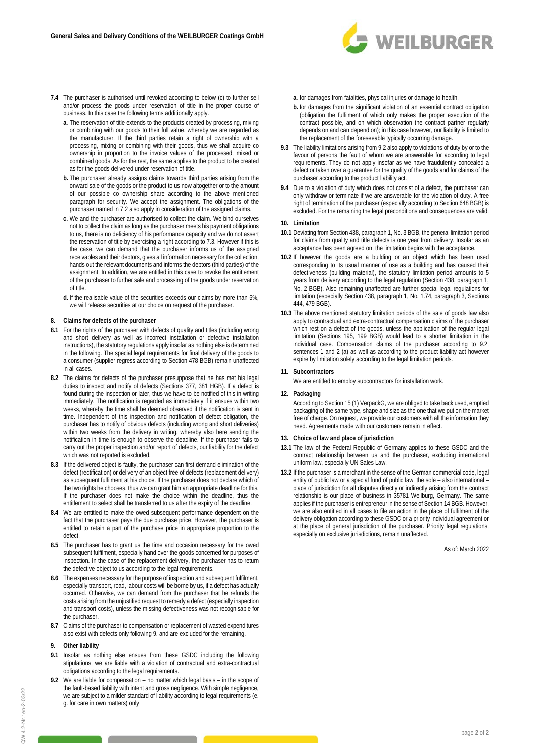**7.4** The purchaser is authorised until revoked according to below (c) to further sell and/or process the goods under reservation of title in the proper course of business. In this case the following terms additionally apply.

**a.** The reservation of title extends to the products created by processing, mixing or combining with our goods to their full value, whereby we are regarded as the manufacturer. If the third parties retain a right of ownership with a processing, mixing or combining with their goods, thus we shall acquire co ownership in proportion to the invoice values of the processed, mixed or combined goods. As for the rest, the same applies to the product to be created as for the goods delivered under reservation of title.

**b.** The purchaser already assigns claims towards third parties arising from the onward sale of the goods or the product to us now altogether or to the amount of our possible co ownership share according to the above mentioned paragraph for security. We accept the assignment. The obligations of the purchaser named in 7.2 also apply in consideration of the assigned claims.

**c.** We and the purchaser are authorised to collect the claim. We bind ourselves not to collect the claim as long as the purchaser meets his payment obligations to us, there is no deficiency of his performance capacity and we do not assert the reservation of title by exercising a right according to 7.3. However if this is the case, we can demand that the purchaser informs us of the assigned receivables and their debtors, gives all information necessary for the collection, hands out the relevant documents and informs the debtors (third parties) of the assignment. In addition, we are entitled in this case to revoke the entitlement of the purchaser to further sale and processing of the goods under reservation of title.

**d.** If the realisable value of the securities exceeds our claims by more than 5%, we will release securities at our choice on request of the purchaser.

## 8. Claims for defects of the purchaser

**8.1** For the rights of the purchaser with defects of quality and titles (including wrong and short delivery as well as incorrect installation or defective installation instructions), the statutory regulations apply insofar as nothing else is determined in the following. The special legal requirements for final delivery of the goods to a consumer (supplier regress according to Section 478 BGB) remain unaffected in all cases.

**8.2** The claims for defects of the purchaser presuppose that he has met his legal duties to inspect and notify of defects (Sections 377, 381 HGB). If a defect is found during the inspection or later, thus we have to be notified of this in writing immediately. The notification is regarded as immediately if it ensues within two weeks, whereby the time shall be deemed observed if the notification is sent in time. Independent of this inspection and notification of defect obligation, the purchaser has to notify of obvious defects (including wrong and short deliveries) within two weeks from the delivery in writing, whereby also here sending the notification in time is enough to observe the deadline. If the purchaser fails to carry out the proper inspection and/or report of defects, our liability for the defect which was not reported is excluded.

**8.3** If the delivered object is faulty, the purchaser can first demand elimination of the defect (rectification) or delivery of an object free of defects (replacement delivery) as subsequent fulfilment at his choice. If the purchaser does not declare which of the two rights he chooses, thus we can grant him an appropriate deadline for this. If the purchaser does not make the choice within the deadline, thus the entitlement to select shall be transferred to us after the expiry of the deadline.

**8.4** We are entitled to make the owed subsequent performance dependent on the fact that the purchaser pays the due purchase price. However, the purchaser is entitled to retain a part of the purchase price in appropriate proportion to the defect.

**8.5** The purchaser has to grant us the time and occasion necessary for the owed subsequent fulfilment, especially hand over the goods concerned for purposes of inspection. In the case of the replacement delivery, the purchaser has to return the defective object to us according to the legal requirements.

**8.6** The expenses necessary for the purpose of inspection and subsequent fulfilment, especially transport, road, labour costs will be borne by us, if a defect has actually occurred. Otherwise, we can demand from the purchaser that he refunds the costs arising from the unjustified request to remedy a defect (especially inspection and transport costs), unless the missing defectiveness was not recognisable for the purchaser.

**8.7** Claims of the purchaser to compensation or replacement of wasted expenditures also exist with defects only following 9. and are excluded for the remaining.

## 9. Other liability

**9.1** Insofar as nothing else ensues from these GSDC including the following stipulations, we are liable with a violation of contractual and extra-contractual obligations according to the legal requirements.

**9.2** We are liable for compensation – no matter which legal basis – in the scope of the fault-based liability with intent and gross negligence. With simple negligence, we are subject to a milder standard of liability according to legal requirements (e. g. for care in own matters) only

**a.** for damages from fatalities, physical injuries or damage to health,

**b.** for damages from the significant violation of an essential contract obligation (obligation the fulfilment of which only makes the proper execution of the contract possible, and on which observation the contract partner regularly depends on and can depend on); in this case however, our liability is limited to the replacement of the foreseeable typically occurring damage.

**9.3** The liability limitations arising from 9.2 also apply to violations of duty by or to the favour of persons the fault of whom we are answerable for according to legal requirements. They do not apply insofar as we have fraudulently concealed a defect or taken over a guarantee for the quality of the goods and for claims of the purchaser according to the product liability act.

**9.4** Due to a violation of duty which does not consist of a defect, the purchaser can only withdraw or terminate if we are answerable for the violation of duty. A free right of termination of the purchaser (especially according to Section 648 BGB) is excluded. For the remaining the legal preconditions and consequences are valid.

## 10. Limitation

**10.1** Deviating from Section 438, paragraph 1, No. 3 BGB, the general limitation period for claims from quality and title defects is one year from delivery. Insofar as an acceptance has been agreed on, the limitation begins with the acceptance.

**10.2** If however the goods are a building or an object which has been used corresponding to its usual manner of use as a building and has caused their defectiveness (building material), the statutory limitation period amounts to 5 years from delivery according to the legal regulation (Section 438, paragraph 1, No. 2 BGB). Also remaining unaffected are further special legal regulations for limitation (especially Section 438, paragraph 1, No. 1.74, paragraph 3, Sections 444, 479 BGB).

**10.3** The above mentioned statutory limitation periods of the sale of goods law also apply to contractual and extra-contractual compensation claims of the purchaser which rest on a defect of the goods, unless the application of the regular legal limitation (Sections 195, 199 BGB) would lead to a shorter limitation in the individual case. Compensation claims of the purchaser according to 9.2, sentences 1 and 2 (a) as well as according to the product liability act however expire by limitation solely according to the legal limitation periods.

## 11. Subcontractors

We are entitled to employ subcontractors for installation work.

## 12. Packaging

According to Section 15 (1) VerpackG, we are obliged to take back used, emptied packaging of the same type, shape and size as the one that we put on the market free of charge. On request, we provide our customers with all the information they need. Agreements made with our customers remain in effect.

## 13. Choice of law and place of jurisdiction

**13.1** The law of the Federal Republic of Germany applies to these GSDC and the contract relationship between us and the purchaser, excluding international uniform law, especially UN Sales Law.

**13.2** If the purchaser is a merchant in the sense of the German commercial code, legal entity of public law or a special fund of public law, the sole – also international – place of jurisdiction for all disputes directly or indirectly arising from the contract relationship is our place of business in 35781 Weilburg, Germany. The same applies if the purchaser is entrepreneur in the sense of Section 14 BGB. However, we are also entitled in all cases to file an action in the place of fulfilment of the delivery obligation according to these GSDC or a priority individual agreement or at the place of general jurisdiction of the purchaser. Priority legal regulations, especially on exclusive jurisdictions, remain unaffected.

As of: March 2022